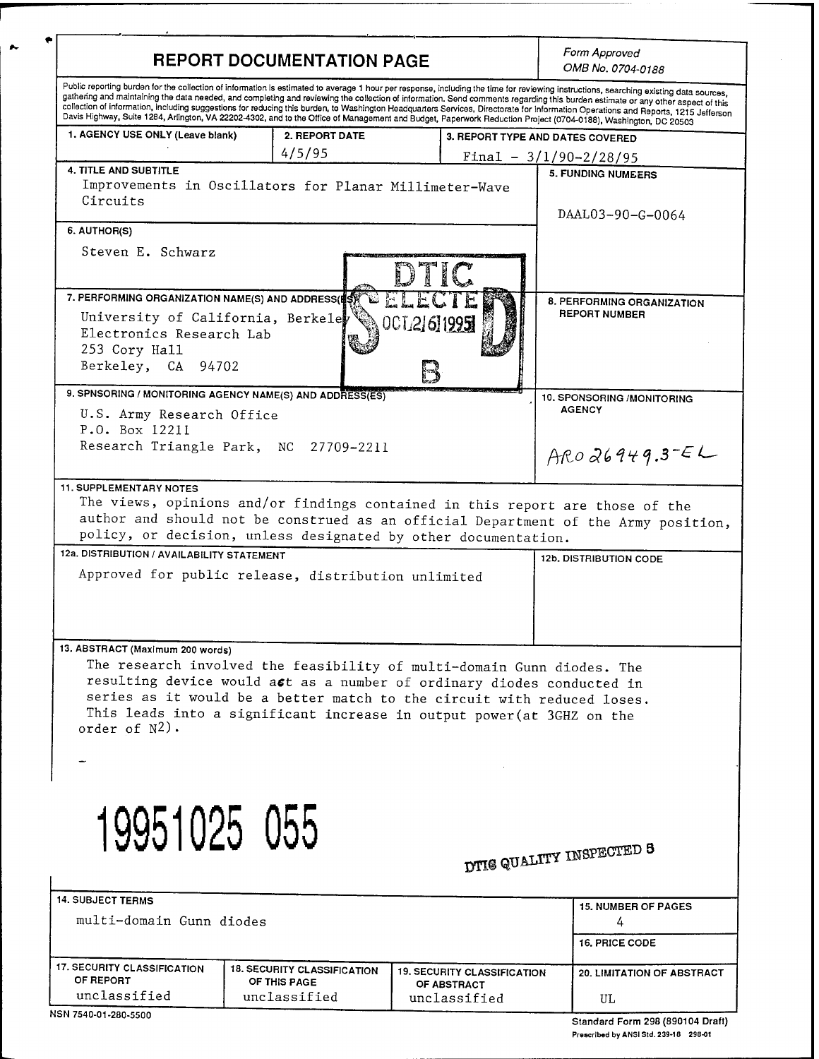# REPORT DOCUMENTATION PAGE

*Form Approved*
*OMB No. 0704-0188*

Public reporting burden for the collection of information is estimated to average 1 hour per response, including the time for reviewing instructions, searching existing data sources, gathering and maintaining the data needed, and completing and reviewing the collection of information. Send comments regarding this burden estimate or any other aspect of this collection of information, including suggestions for reducing this burden, to Washington Headquarters Services, Directorate for Information Operations and Reports, 1215 Jefferson Davis Highway, Suite 1284, Arlington, VA 22202-4302, and to the Office of Management and Budget, Paperwork Reduction Project (0704-0188), Washington, DC 20503

| 1. AGENCY USE ONLY (Leave blank) | 2. REPORT DATE | 3. REPORT TYPE AND DATES COVERED |
|---|---|---|
| | 4/5/95 | Final - 3/1/90-2/28/95 |

**4. TITLE AND SUBTITLE**
Improvements in Oscillators for Planar Millimeter-Wave Circuits

**5. FUNDING NUMBERS**
DAAL03-90-G-0064

**6. AUTHOR(S)**
Steven E. Schwarz

DTIC ELECTE OCT 26 1995 S B D

**7. PERFORMING ORGANIZATION NAME(S) AND ADDRESS(ES)**
University of California, Berkeley
Electronics Research Lab
253 Cory Hall
Berkeley, CA 94702

**8. PERFORMING ORGANIZATION REPORT NUMBER**

**9. SPNSORING / MONITORING AGENCY NAME(S) AND ADDRESS(ES)**
U.S. Army Research Office
P.O. Box 12211
Research Triangle Park, NC 27709-2211

**10. SPONSORING /MONITORING AGENCY**
ARO 26949.3-EL

**11. SUPPLEMENTARY NOTES**
The views, opinions and/or findings contained in this report are those of the author and should not be construed as an official Department of the Army position, policy, or decision, unless designated by other documentation.

**12a. DISTRIBUTION / AVAILABILITY STATEMENT**
Approved for public release, distribution unlimited

**12b. DISTRIBUTION CODE**

**13. ABSTRACT (Maximum 200 words)**
The research involved the feasibility of multi-domain Gunn diodes. The resulting device would act as a number of ordinary diodes conducted in series as it would be a better match to the circuit with reduced loses. This leads into a significant increase in output power(at 3GHZ on the order of $N^2$).

19951025 055

DTIC QUALITY INSPECTED 5

**14. SUBJECT TERMS**
multi-domain Gunn diodes

**15. NUMBER OF PAGES**
4

**16. PRICE CODE**

| 17. SECURITY CLASSIFICATION OF REPORT | 18. SECURITY CLASSIFICATION OF THIS PAGE | 19. SECURITY CLASSIFICATION OF ABSTRACT | 20. LIMITATION OF ABSTRACT |
|---|---|---|---|
| unclassified | unclassified | unclassified | UL |

NSN 7540-01-280-5500

Standard Form 298 (890104 Draft)
Prescribed by ANSI Std. 239-18 298-01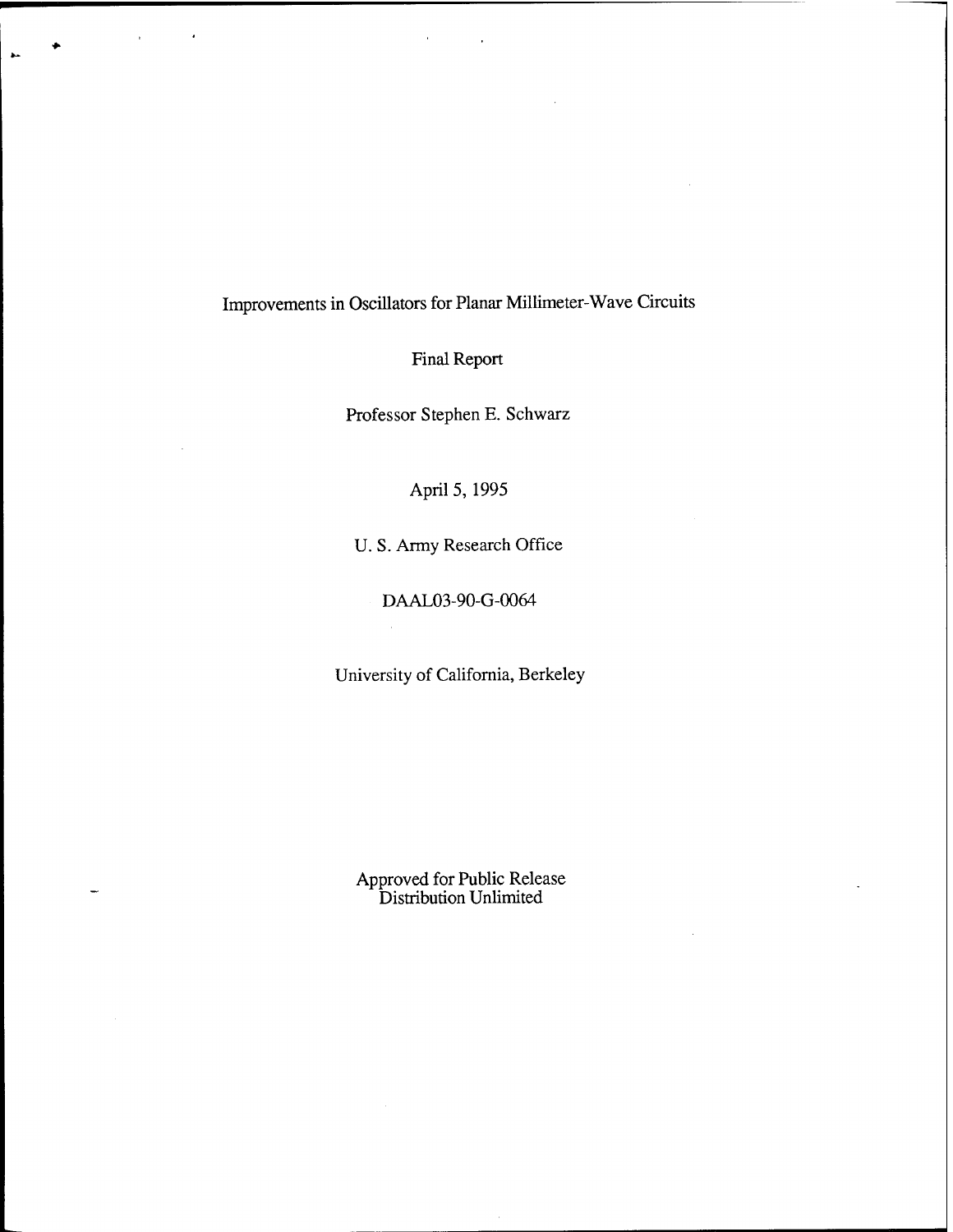# Improvements in Oscillators for Planar Millimeter-Wave Circuits

Final Report

Professor Stephen E. Schwarz

April 5, 1995

U. S. Army Research Office

DAAL03-90-G-0064

University of California, Berkeley

Approved for Public Release
Distribution Unlimited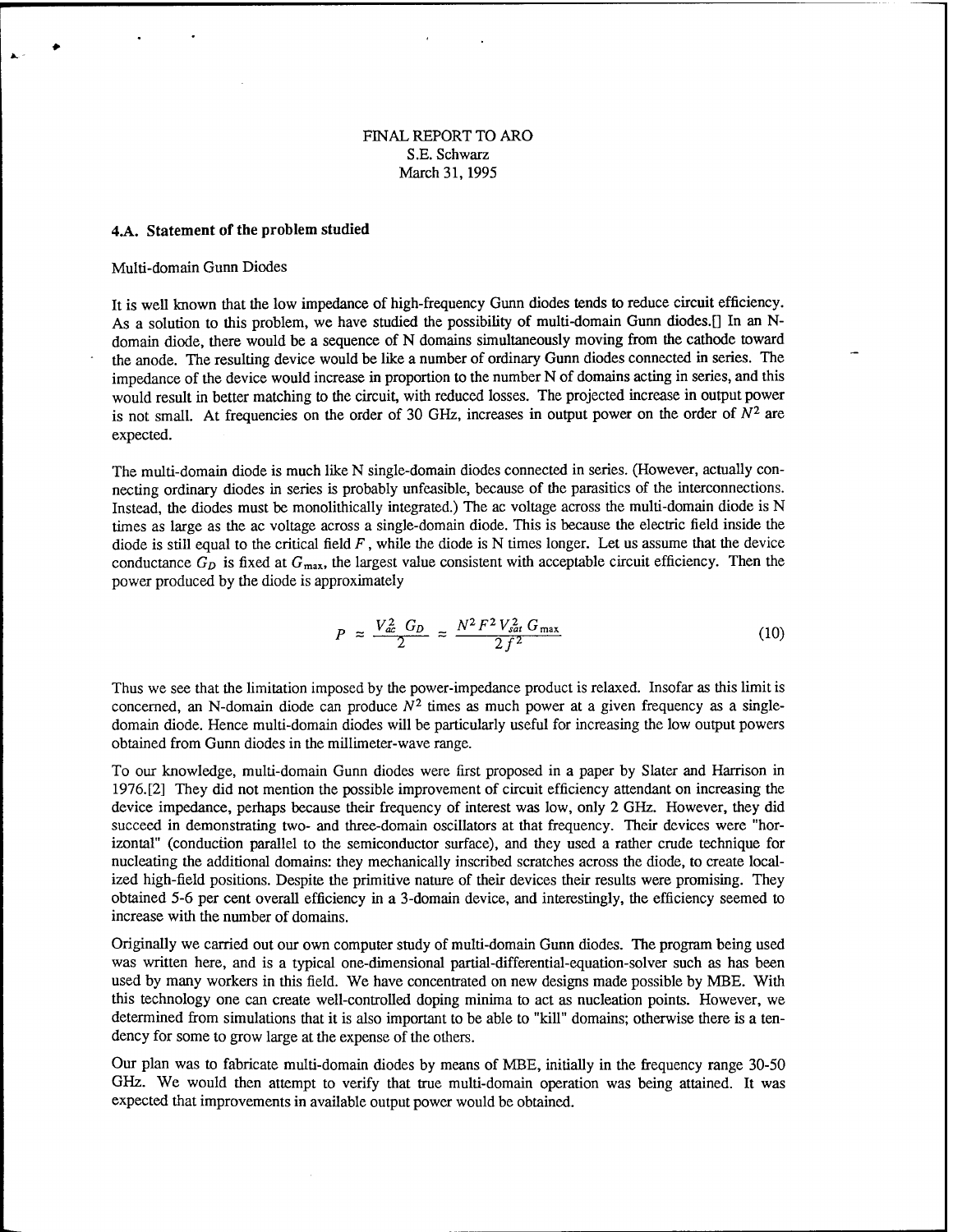FINAL REPORT TO ARO
S.E. Schwarz
March 31, 1995

### 4.A. Statement of the problem studied

Multi-domain Gunn Diodes

It is well known that the low impedance of high-frequency Gunn diodes tends to reduce circuit efficiency. As a solution to this problem, we have studied the possibility of multi-domain Gunn diodes.[] In an N-domain diode, there would be a sequence of N domains simultaneously moving from the cathode toward the anode. The resulting device would be like a number of ordinary Gunn diodes connected in series. The impedance of the device would increase in proportion to the number N of domains acting in series, and this would result in better matching to the circuit, with reduced losses. The projected increase in output power is not small. At frequencies on the order of 30 GHz, increases in output power on the order of $N^2$ are expected.

The multi-domain diode is much like N single-domain diodes connected in series. (However, actually connecting ordinary diodes in series is probably unfeasible, because of the parasitics of the interconnections. Instead, the diodes must be monolithically integrated.) The ac voltage across the multi-domain diode is N times as large as the ac voltage across a single-domain diode. This is because the electric field inside the diode is still equal to the critical field $F$, while the diode is N times longer. Let us assume that the device conductance $G_D$ is fixed at $G_{max}$, the largest value consistent with acceptable circuit efficiency. Then the power produced by the diode is approximately

$$P \approx \frac{V_{ac}^2 \; G_D}{2} \approx \frac{N^2 F^2 V_{sat}^2 \; G_{max}}{2 f^2} \tag{10}$$

Thus we see that the limitation imposed by the power-impedance product is relaxed. Insofar as this limit is concerned, an N-domain diode can produce $N^2$ times as much power at a given frequency as a single-domain diode. Hence multi-domain diodes will be particularly useful for increasing the low output powers obtained from Gunn diodes in the millimeter-wave range.

To our knowledge, multi-domain Gunn diodes were first proposed in a paper by Slater and Harrison in 1976.[2] They did not mention the possible improvement of circuit efficiency attendant on increasing the device impedance, perhaps because their frequency of interest was low, only 2 GHz. However, they did succeed in demonstrating two- and three-domain oscillators at that frequency. Their devices were "horizontal" (conduction parallel to the semiconductor surface), and they used a rather crude technique for nucleating the additional domains: they mechanically inscribed scratches across the diode, to create localized high-field positions. Despite the primitive nature of their devices their results were promising. They obtained 5-6 per cent overall efficiency in a 3-domain device, and interestingly, the efficiency seemed to increase with the number of domains.

Originally we carried out our own computer study of multi-domain Gunn diodes. The program being used was written here, and is a typical one-dimensional partial-differential-equation-solver such as has been used by many workers in this field. We have concentrated on new designs made possible by MBE. With this technology one can create well-controlled doping minima to act as nucleation points. However, we determined from simulations that it is also important to be able to "kill" domains; otherwise there is a tendency for some to grow large at the expense of the others.

Our plan was to fabricate multi-domain diodes by means of MBE, initially in the frequency range 30-50 GHz. We would then attempt to verify that true multi-domain operation was being attained. It was expected that improvements in available output power would be obtained.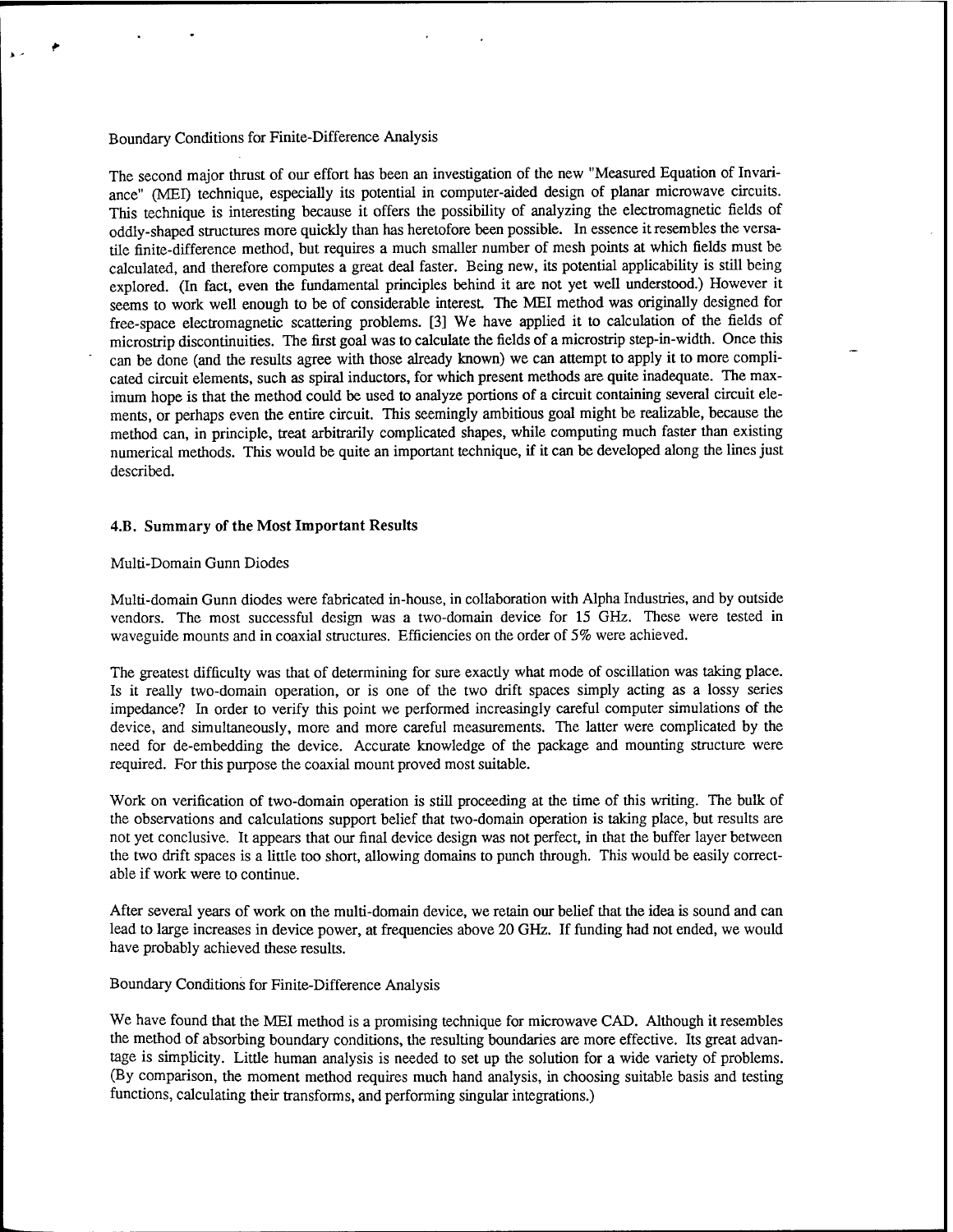Boundary Conditions for Finite-Difference Analysis

The second major thrust of our effort has been an investigation of the new "Measured Equation of Invariance" (MEI) technique, especially its potential in computer-aided design of planar microwave circuits. This technique is interesting because it offers the possibility of analyzing the electromagnetic fields of oddly-shaped structures more quickly than has heretofore been possible. In essence it resembles the versatile finite-difference method, but requires a much smaller number of mesh points at which fields must be calculated, and therefore computes a great deal faster. Being new, its potential applicability is still being explored. (In fact, even the fundamental principles behind it are not yet well understood.) However it seems to work well enough to be of considerable interest. The MEI method was originally designed for free-space electromagnetic scattering problems. [3] We have applied it to calculation of the fields of microstrip discontinuities. The first goal was to calculate the fields of a microstrip step-in-width. Once this can be done (and the results agree with those already known) we can attempt to apply it to more complicated circuit elements, such as spiral inductors, for which present methods are quite inadequate. The maximum hope is that the method could be used to analyze portions of a circuit containing several circuit elements, or perhaps even the entire circuit. This seemingly ambitious goal might be realizable, because the method can, in principle, treat arbitrarily complicated shapes, while computing much faster than existing numerical methods. This would be quite an important technique, if it can be developed along the lines just described.

### 4.B. Summary of the Most Important Results

Multi-Domain Gunn Diodes

Multi-domain Gunn diodes were fabricated in-house, in collaboration with Alpha Industries, and by outside vendors. The most successful design was a two-domain device for 15 GHz. These were tested in waveguide mounts and in coaxial structures. Efficiencies on the order of 5% were achieved.

The greatest difficulty was that of determining for sure exactly what mode of oscillation was taking place. Is it really two-domain operation, or is one of the two drift spaces simply acting as a lossy series impedance? In order to verify this point we performed increasingly careful computer simulations of the device, and simultaneously, more and more careful measurements. The latter were complicated by the need for de-embedding the device. Accurate knowledge of the package and mounting structure were required. For this purpose the coaxial mount proved most suitable.

Work on verification of two-domain operation is still proceeding at the time of this writing. The bulk of the observations and calculations support belief that two-domain operation is taking place, but results are not yet conclusive. It appears that our final device design was not perfect, in that the buffer layer between the two drift spaces is a little too short, allowing domains to punch through. This would be easily correctable if work were to continue.

After several years of work on the multi-domain device, we retain our belief that the idea is sound and can lead to large increases in device power, at frequencies above 20 GHz. If funding had not ended, we would have probably achieved these results.

Boundary Conditions for Finite-Difference Analysis

We have found that the MEI method is a promising technique for microwave CAD. Although it resembles the method of absorbing boundary conditions, the resulting boundaries are more effective. Its great advantage is simplicity. Little human analysis is needed to set up the solution for a wide variety of problems. (By comparison, the moment method requires much hand analysis, in choosing suitable basis and testing functions, calculating their transforms, and performing singular integrations.)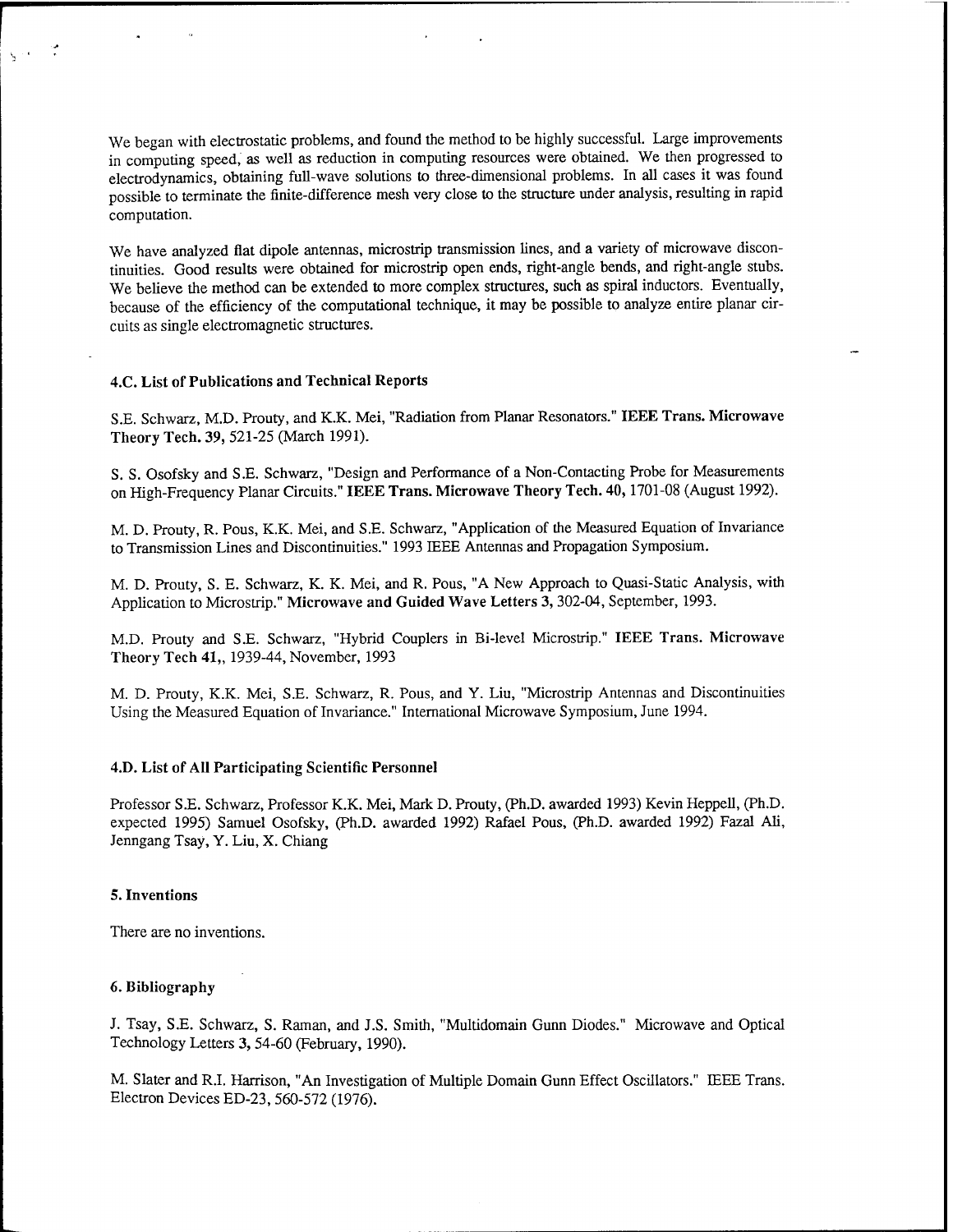We began with electrostatic problems, and found the method to be highly successful. Large improvements in computing speed, as well as reduction in computing resources were obtained. We then progressed to electrodynamics, obtaining full-wave solutions to three-dimensional problems. In all cases it was found possible to terminate the finite-difference mesh very close to the structure under analysis, resulting in rapid computation.

We have analyzed flat dipole antennas, microstrip transmission lines, and a variety of microwave discontinuities. Good results were obtained for microstrip open ends, right-angle bends, and right-angle stubs. We believe the method can be extended to more complex structures, such as spiral inductors. Eventually, because of the efficiency of the computational technique, it may be possible to analyze entire planar circuits as single electromagnetic structures.

### 4.C. List of Publications and Technical Reports

S.E. Schwarz, M.D. Prouty, and K.K. Mei, "Radiation from Planar Resonators." **IEEE Trans. Microwave Theory Tech. 39,** 521-25 (March 1991).

S. S. Osofsky and S.E. Schwarz, "Design and Performance of a Non-Contacting Probe for Measurements on High-Frequency Planar Circuits." **IEEE Trans. Microwave Theory Tech. 40,** 1701-08 (August 1992).

M. D. Prouty, R. Pous, K.K. Mei, and S.E. Schwarz, "Application of the Measured Equation of Invariance to Transmission Lines and Discontinuities." 1993 IEEE Antennas and Propagation Symposium.

M. D. Prouty, S. E. Schwarz, K. K. Mei, and R. Pous, "A New Approach to Quasi-Static Analysis, with Application to Microstrip." **Microwave and Guided Wave Letters 3,** 302-04, September, 1993.

M.D. Prouty and S.E. Schwarz, "Hybrid Couplers in Bi-level Microstrip." **IEEE Trans. Microwave Theory Tech 41,,** 1939-44, November, 1993

M. D. Prouty, K.K. Mei, S.E. Schwarz, R. Pous, and Y. Liu, "Microstrip Antennas and Discontinuities Using the Measured Equation of Invariance." International Microwave Symposium, June 1994.

### 4.D. List of All Participating Scientific Personnel

Professor S.E. Schwarz, Professor K.K. Mei, Mark D. Prouty, (Ph.D. awarded 1993) Kevin Heppell, (Ph.D. expected 1995) Samuel Osofsky, (Ph.D. awarded 1992) Rafael Pous, (Ph.D. awarded 1992) Fazal Ali, Jenngang Tsay, Y. Liu, X. Chiang

### 5. Inventions

There are no inventions.

### 6. Bibliography

J. Tsay, S.E. Schwarz, S. Raman, and J.S. Smith, "Multidomain Gunn Diodes." Microwave and Optical Technology Letters **3,** 54-60 (February, 1990).

M. Slater and R.I. Harrison, "An Investigation of Multiple Domain Gunn Effect Oscillators." IEEE Trans. Electron Devices ED-23, 560-572 (1976).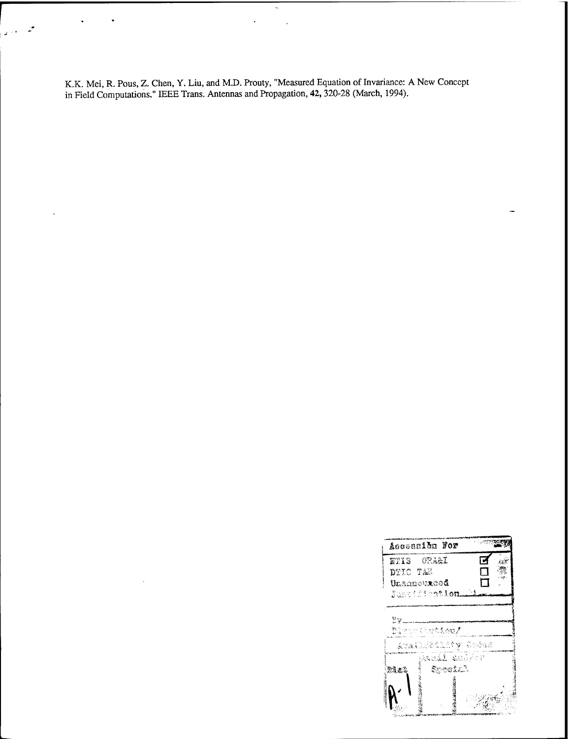K.K. Mei, R. Pous, Z. Chen, Y. Liu, and M.D. Prouty, "Measured Equation of Invariance: A New Concept in Field Computations." IEEE Trans. Antennas and Propagation, **42,** 320-28 (March, 1994).

| Accession For | |
|---|---|
| NTIS GRA&I | ☑ |
| DTIC TAB | ☐ |
| Unannounced | ☐ |
| Justification | |
| By | |
| Distribution/ | |
| Availability Codes | |
| Dist | Avail and/or Special |
| A-1 | |